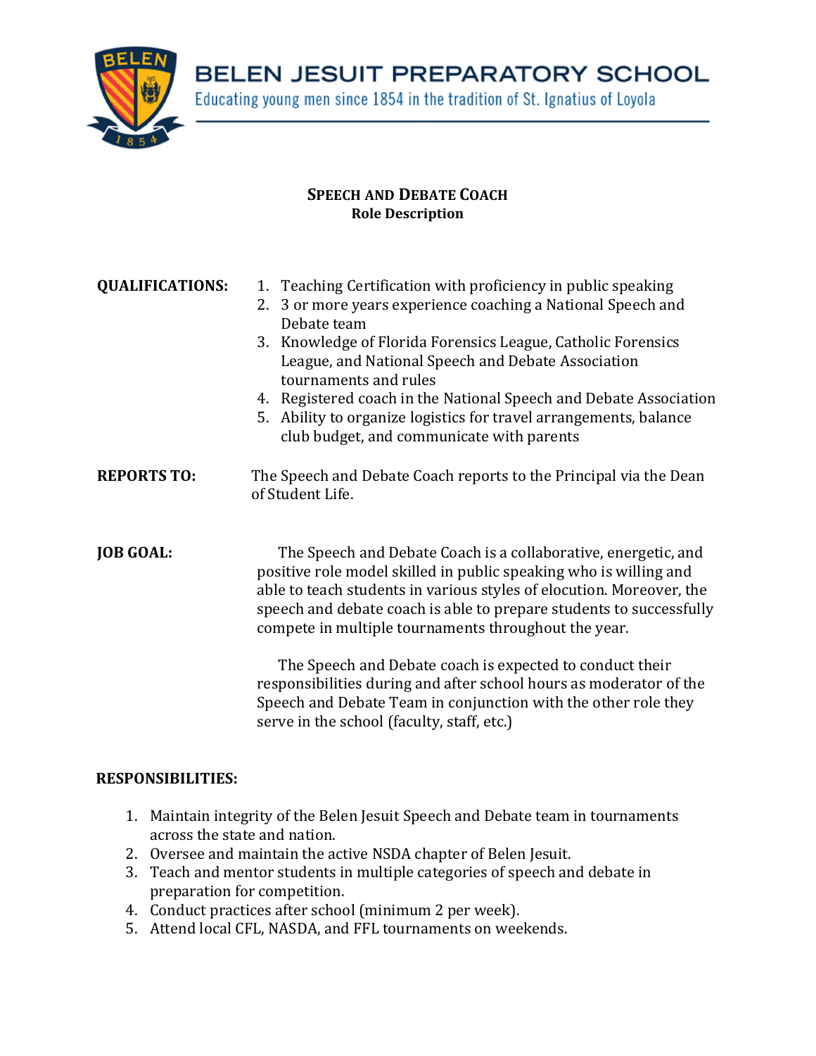# BELEN JESUIT PREPARATORY SCHOOL

Educating young men since 1854 in the tradition of St. Ignatius of Loyola

## SPEECH AND DEBATE COACH
**Role Description**

**QUALIFICATIONS:**

1. Teaching Certification with proficiency in public speaking
2. 3 or more years experience coaching a National Speech and Debate team
3. Knowledge of Florida Forensics League, Catholic Forensics League, and National Speech and Debate Association tournaments and rules
4. Registered coach in the National Speech and Debate Association
5. Ability to organize logistics for travel arrangements, balance club budget, and communicate with parents

**REPORTS TO:** The Speech and Debate Coach reports to the Principal via the Dean of Student Life.

**JOB GOAL:**

The Speech and Debate Coach is a collaborative, energetic, and positive role model skilled in public speaking who is willing and able to teach students in various styles of elocution. Moreover, the speech and debate coach is able to prepare students to successfully compete in multiple tournaments throughout the year.

The Speech and Debate coach is expected to conduct their responsibilities during and after school hours as moderator of the Speech and Debate Team in conjunction with the other role they serve in the school (faculty, staff, etc.)

**RESPONSIBILITIES:**

1. Maintain integrity of the Belen Jesuit Speech and Debate team in tournaments across the state and nation.
2. Oversee and maintain the active NSDA chapter of Belen Jesuit.
3. Teach and mentor students in multiple categories of speech and debate in preparation for competition.
4. Conduct practices after school (minimum 2 per week).
5. Attend local CFL, NASDA, and FFL tournaments on weekends.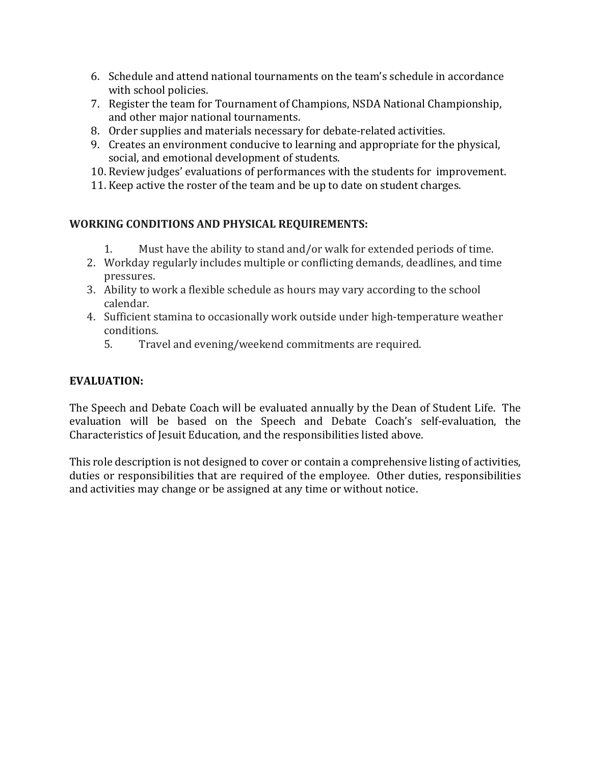6. Schedule and attend national tournaments on the team's schedule in accordance with school policies.
7. Register the team for Tournament of Champions, NSDA National Championship, and other major national tournaments.
8. Order supplies and materials necessary for debate-related activities.
9. Creates an environment conducive to learning and appropriate for the physical, social, and emotional development of students.
10. Review judges' evaluations of performances with the students for improvement.
11. Keep active the roster of the team and be up to date on student charges.

**WORKING CONDITIONS AND PHYSICAL REQUIREMENTS:**

1. Must have the ability to stand and/or walk for extended periods of time.
2. Workday regularly includes multiple or conflicting demands, deadlines, and time pressures.
3. Ability to work a flexible schedule as hours may vary according to the school calendar.
4. Sufficient stamina to occasionally work outside under high-temperature weather conditions.
5. Travel and evening/weekend commitments are required.

**EVALUATION:**

The Speech and Debate Coach will be evaluated annually by the Dean of Student Life. The evaluation will be based on the Speech and Debate Coach's self-evaluation, the Characteristics of Jesuit Education, and the responsibilities listed above.

This role description is not designed to cover or contain a comprehensive listing of activities, duties or responsibilities that are required of the employee. Other duties, responsibilities and activities may change or be assigned at any time or without notice.